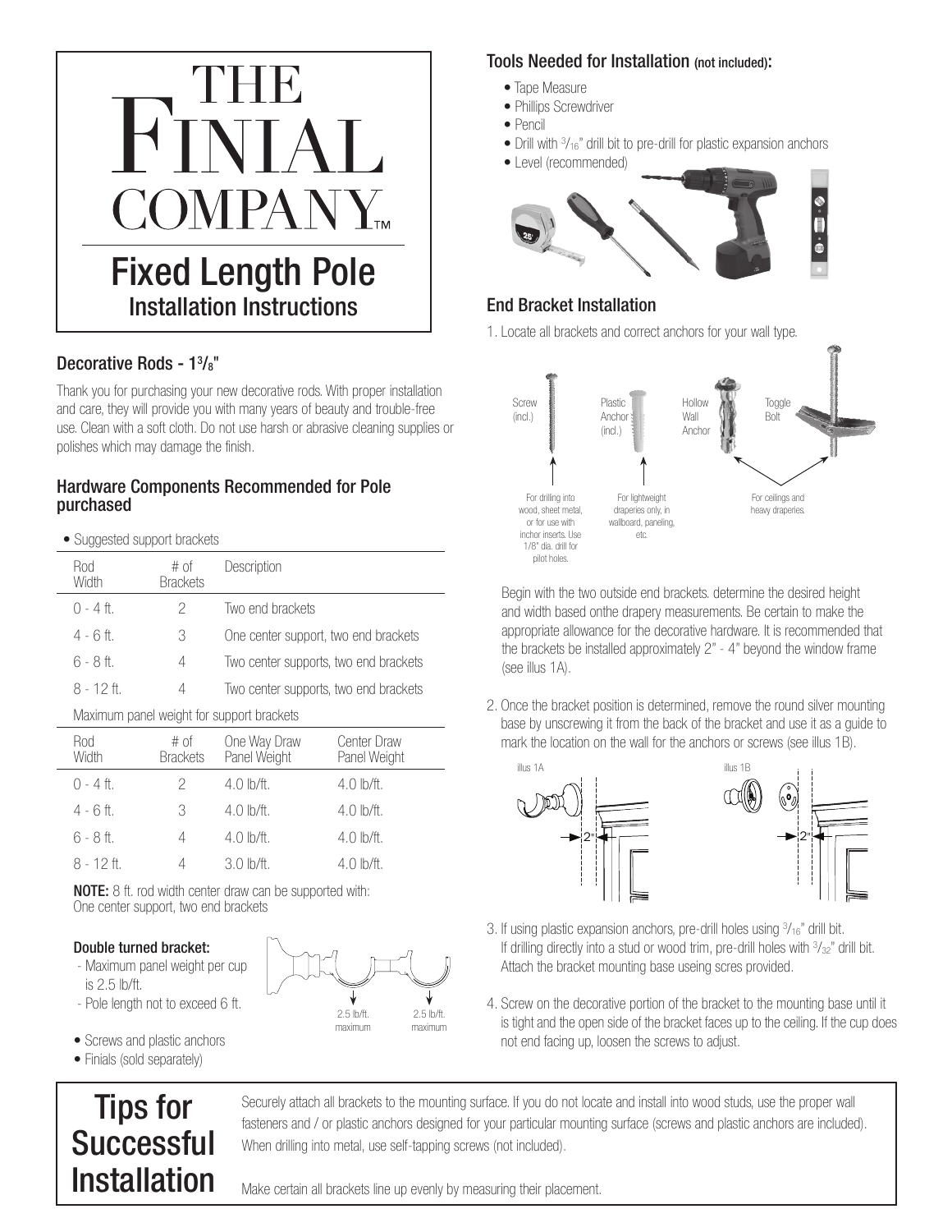# THE FINIAL COMPANY™

## Fixed Length Pole

### Installation Instructions

### Decorative Rods - 1³/₈"

Thank you for purchasing your new decorative rods. With proper installation and care, they will provide you with many years of beauty and trouble-free use. Clean with a soft cloth. Do not use harsh or abrasive cleaning supplies or polishes which may damage the finish.

### Hardware Components Recommended for Pole purchased

- Suggested support brackets

| Rod Width | # of Brackets | Description |
|---|---|---|
| 0 - 4 ft. | 2 | Two end brackets |
| 4 - 6 ft. | 3 | One center support, two end brackets |
| 6 - 8 ft. | 4 | Two center supports, two end brackets |
| 8 - 12 ft. | 4 | Two center supports, two end brackets |

Maximum panel weight for support brackets

| Rod Width | # of Brackets | One Way Draw Panel Weight | Center Draw Panel Weight |
|---|---|---|---|
| 0 - 4 ft. | 2 | 4.0 lb/ft. | 4.0 lb/ft. |
| 4 - 6 ft. | 3 | 4.0 lb/ft. | 4.0 lb/ft. |
| 6 - 8 ft. | 4 | 4.0 lb/ft. | 4.0 lb/ft. |
| 8 - 12 ft. | 4 | 3.0 lb/ft. | 4.0 lb/ft. |

**NOTE:** 8 ft. rod width center draw can be supported with: One center support, two end brackets

**Double turned bracket:**

- Maximum panel weight per cup is 2.5 lb/ft.
- Pole length not to exceed 6 ft.

2.5 lb/ft. maximum    2.5 lb/ft. maximum

- Screws and plastic anchors
- Finials (sold separately)

### Tools Needed for Installation (not included):

- Tape Measure
- Phillips Screwdriver
- Pencil
- Drill with ³/₁₆" drill bit to pre-drill for plastic expansion anchors
- Level (recommended)

### End Bracket Installation

1. Locate all brackets and correct anchors for your wall type.

Screw (incl.) — For drilling into wood, sheet metal, or for use with inchor inserts. Use 1/8" dia. drill for pilot holes.

Plastic Anchor (incl.) — For lightweight draperies only, in wallboard, paneling, etc.

Hollow Wall Anchor / Toggle Bolt — For ceilings and heavy draperies.

Begin with the two outside end brackets. determine the desired height and width based onthe drapery measurements. Be certain to make the appropriate allowance for the decorative hardware. It is recommended that the brackets be installed approximately 2" - 4" beyond the window frame (see illus 1A).

2. Once the bracket position is determined, remove the round silver mounting base by unscrewing it from the back of the bracket and use it as a guide to mark the location on the wall for the anchors or screws (see illus 1B).

illus 1A — 2"    illus 1B — 2"

3. If using plastic expansion anchors, pre-drill holes using ³/₁₆" drill bit. If drilling directly into a stud or wood trim, pre-drill holes with ³/₃₂" drill bit. Attach the bracket mounting base useing scres provided.

4. Screw on the decorative portion of the bracket to the mounting base until it is tight and the open side of the bracket faces up to the ceiling. If the cup does not end facing up, loosen the screws to adjust.

## Tips for Successful Installation

Securely attach all brackets to the mounting surface. If you do not locate and install into wood studs, use the proper wall fasteners and / or plastic anchors designed for your particular mounting surface (screws and plastic anchors are included). When drilling into metal, use self-tapping screws (not included).

Make certain all brackets line up evenly by measuring their placement.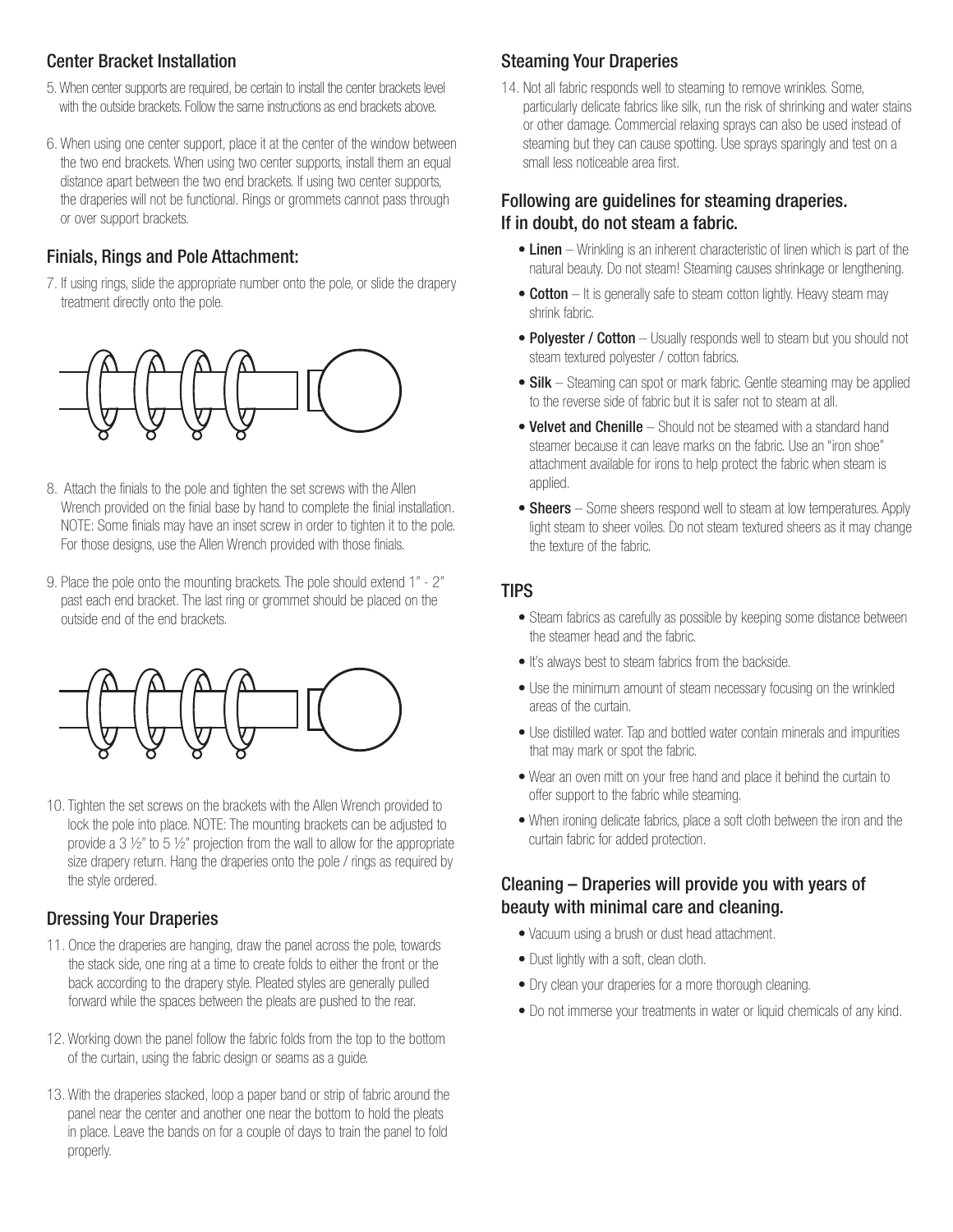## Center Bracket Installation

5. When center supports are required, be certain to install the center brackets level with the outside brackets. Follow the same instructions as end brackets above.

6. When using one center support, place it at the center of the window between the two end brackets. When using two center supports, install them an equal distance apart between the two end brackets. If using two center supports, the draperies will not be functional. Rings or grommets cannot pass through or over support brackets.

## Finials, Rings and Pole Attachment:

7. If using rings, slide the appropriate number onto the pole, or slide the drapery treatment directly onto the pole.

8. Attach the finials to the pole and tighten the set screws with the Allen Wrench provided on the finial base by hand to complete the finial installation. NOTE: Some finials may have an inset screw in order to tighten it to the pole. For those designs, use the Allen Wrench provided with those finials.

9. Place the pole onto the mounting brackets. The pole should extend 1" - 2" past each end bracket. The last ring or grommet should be placed on the outside end of the end brackets.

10. Tighten the set screws on the brackets with the Allen Wrench provided to lock the pole into place. NOTE: The mounting brackets can be adjusted to provide a 3 ½" to 5 ½" projection from the wall to allow for the appropriate size drapery return. Hang the draperies onto the pole / rings as required by the style ordered.

## Dressing Your Draperies

11. Once the draperies are hanging, draw the panel across the pole, towards the stack side, one ring at a time to create folds to either the front or the back according to the drapery style. Pleated styles are generally pulled forward while the spaces between the pleats are pushed to the rear.

12. Working down the panel follow the fabric folds from the top to the bottom of the curtain, using the fabric design or seams as a guide.

13. With the draperies stacked, loop a paper band or strip of fabric around the panel near the center and another one near the bottom to hold the pleats in place. Leave the bands on for a couple of days to train the panel to fold properly.

## Steaming Your Draperies

14. Not all fabric responds well to steaming to remove wrinkles. Some, particularly delicate fabrics like silk, run the risk of shrinking and water stains or other damage. Commercial relaxing sprays can also be used instead of steaming but they can cause spotting. Use sprays sparingly and test on a small less noticeable area first.

## Following are guidelines for steaming draperies. If in doubt, do not steam a fabric.

- **Linen** – Wrinkling is an inherent characteristic of linen which is part of the natural beauty. Do not steam! Steaming causes shrinkage or lengthening.
- **Cotton** – It is generally safe to steam cotton lightly. Heavy steam may shrink fabric.
- **Polyester / Cotton** – Usually responds well to steam but you should not steam textured polyester / cotton fabrics.
- **Silk** – Steaming can spot or mark fabric. Gentle steaming may be applied to the reverse side of fabric but it is safer not to steam at all.
- **Velvet and Chenille** – Should not be steamed with a standard hand steamer because it can leave marks on the fabric. Use an "iron shoe" attachment available for irons to help protect the fabric when steam is applied.
- **Sheers** – Some sheers respond well to steam at low temperatures. Apply light steam to sheer voiles. Do not steam textured sheers as it may change the texture of the fabric.

## TIPS

- Steam fabrics as carefully as possible by keeping some distance between the steamer head and the fabric.
- It's always best to steam fabrics from the backside.
- Use the minimum amount of steam necessary focusing on the wrinkled areas of the curtain.
- Use distilled water. Tap and bottled water contain minerals and impurities that may mark or spot the fabric.
- Wear an oven mitt on your free hand and place it behind the curtain to offer support to the fabric while steaming.
- When ironing delicate fabrics, place a soft cloth between the iron and the curtain fabric for added protection.

## Cleaning – Draperies will provide you with years of beauty with minimal care and cleaning.

- Vacuum using a brush or dust head attachment.
- Dust lightly with a soft, clean cloth.
- Dry clean your draperies for a more thorough cleaning.
- Do not immerse your treatments in water or liquid chemicals of any kind.